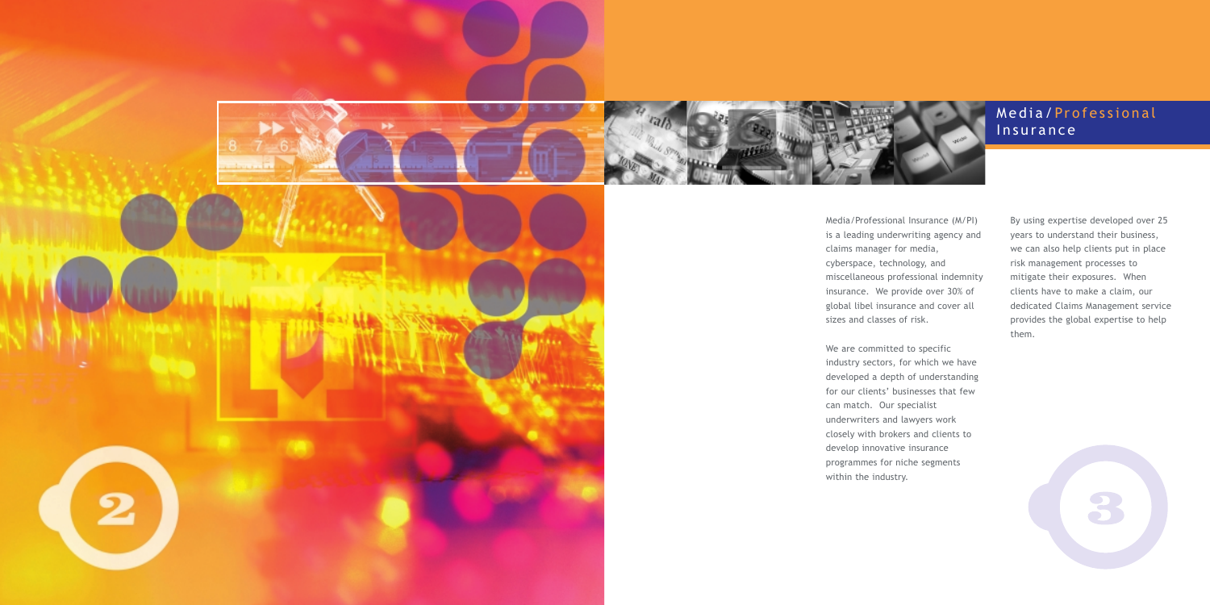# Media/Professional Insurance

Media/Professional Insurance (M/PI) is a leading underwriting agency and claims manager for media, cyberspace, technology, and miscellaneous professional indemnity insurance. We provide over 30% of global libel insurance and cover all sizes and classes of risk.

We are committed to specific industry sectors, for which we have developed a depth of understanding for our clients' businesses that few can match. Our specialist underwriters and lawyers work closely with brokers and clients to develop innovative insurance programmes for niche segments within the industry.

By using expertise developed over 25 years to understand their business, we can also help clients put in place risk management processes to mitigate their exposures. When clients have to make a claim, our dedicated Claims Management service provides the global expertise to help them.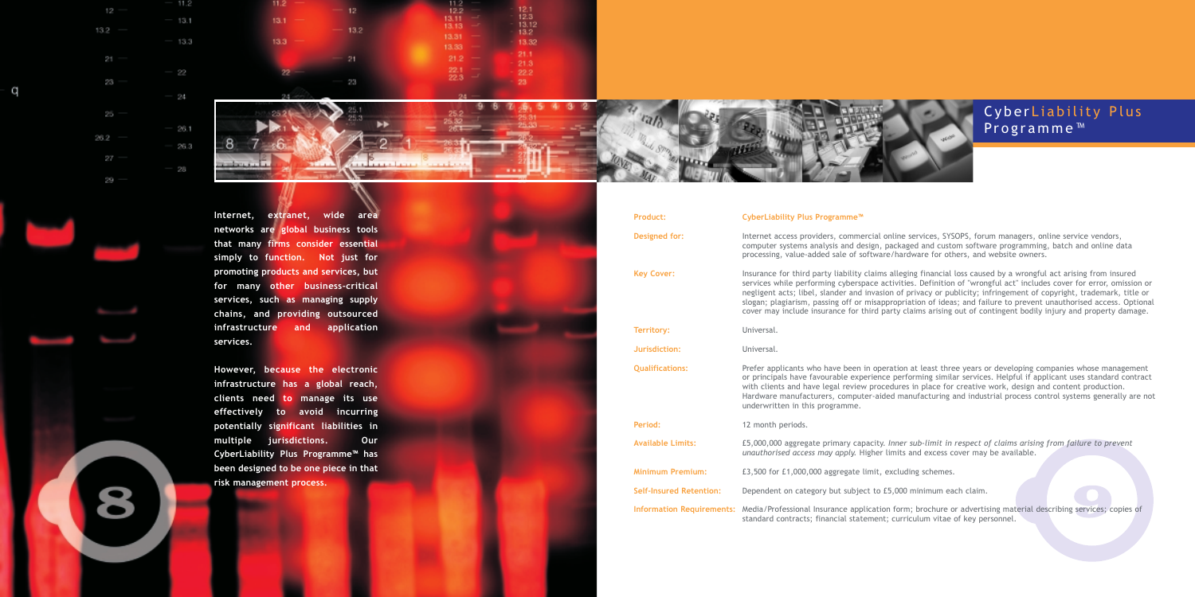# CyberLiability Plus Programme™

**Internet, extranet, wide area networks are global business tools that many firms consider essential simply to function. Not just for promoting products and services, but for many other business-critical services, such as managing supply chains, and providing outsourced infrastructure and application services.**

**However, because the electronic infrastructure has a global reach, clients need to manage its use effectively to avoid incurring potentially significant liabilities in multiple jurisdictions. Our CyberLiability Plus Programme™ has been designed to be one piece in that risk management process.**

| | |
|---|---|
| **Product:** | CyberLiability Plus Programme™ |
| **Designed for:** | Internet access providers, commercial online services, SYSOPS, forum managers, online service vendors, computer systems analysis and design, packaged and custom software programming, batch and online data processing, value-added sale of software/hardware for others, and website owners. |
| **Key Cover:** | Insurance for third party liability claims alleging financial loss caused by a wrongful act arising from insured services while performing cyberspace activities. Definition of "wrongful act" includes cover for error, omission or negligent acts; libel, slander and invasion of privacy or publicity; infringement of copyright, trademark, title or slogan; plagiarism, passing off or misappropriation of ideas; and failure to prevent unauthorised access. Optional cover may include insurance for third party claims arising out of contingent bodily injury and property damage. |
| **Territory:** | Universal. |
| **Jurisdiction:** | Universal. |
| **Qualifications:** | Prefer applicants who have been in operation at least three years or developing companies whose management or principals have favourable experience performing similar services. Helpful if applicant uses standard contract with clients and have legal review procedures in place for creative work, design and content production. Hardware manufacturers, computer-aided manufacturing and industrial process control systems generally are not underwritten in this programme. |
| **Period:** | 12 month periods. |
| **Available Limits:** | £5,000,000 aggregate primary capacity. *Inner sub-limit in respect of claims arising from failure to prevent unauthorised access may apply.* Higher limits and excess cover may be available. |
| **Minimum Premium:** | £3,500 for £1,000,000 aggregate limit, excluding schemes. |
| **Self-Insured Retention:** | Dependent on category but subject to £5,000 minimum each claim. |
| **Information Requirements:** | Media/Professional Insurance application form; brochure or advertising material describing services; copies of standard contracts; financial statement; curriculum vitae of key personnel. |